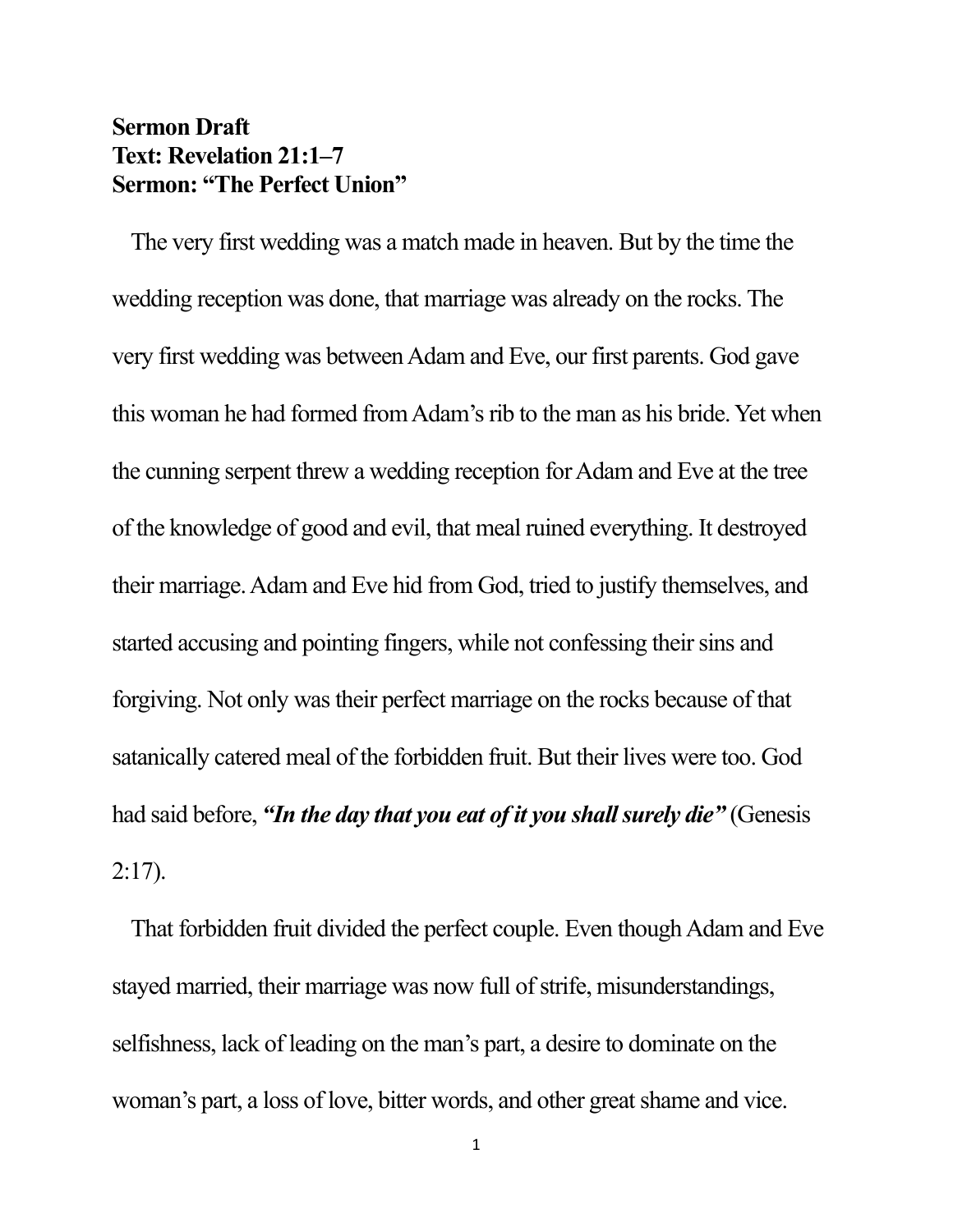**Sermon Draft**
**Text: Revelation 21:1–7**
**Sermon: "The Perfect Union"**

The very first wedding was a match made in heaven. But by the time the wedding reception was done, that marriage was already on the rocks. The very first wedding was between Adam and Eve, our first parents. God gave this woman he had formed from Adam's rib to the man as his bride. Yet when the cunning serpent threw a wedding reception for Adam and Eve at the tree of the knowledge of good and evil, that meal ruined everything. It destroyed their marriage. Adam and Eve hid from God, tried to justify themselves, and started accusing and pointing fingers, while not confessing their sins and forgiving. Not only was their perfect marriage on the rocks because of that satanically catered meal of the forbidden fruit. But their lives were too. God had said before, ***"In the day that you eat of it you shall surely die"*** (Genesis 2:17).

That forbidden fruit divided the perfect couple. Even though Adam and Eve stayed married, their marriage was now full of strife, misunderstandings, selfishness, lack of leading on the man's part, a desire to dominate on the woman's part, a loss of love, bitter words, and other great shame and vice.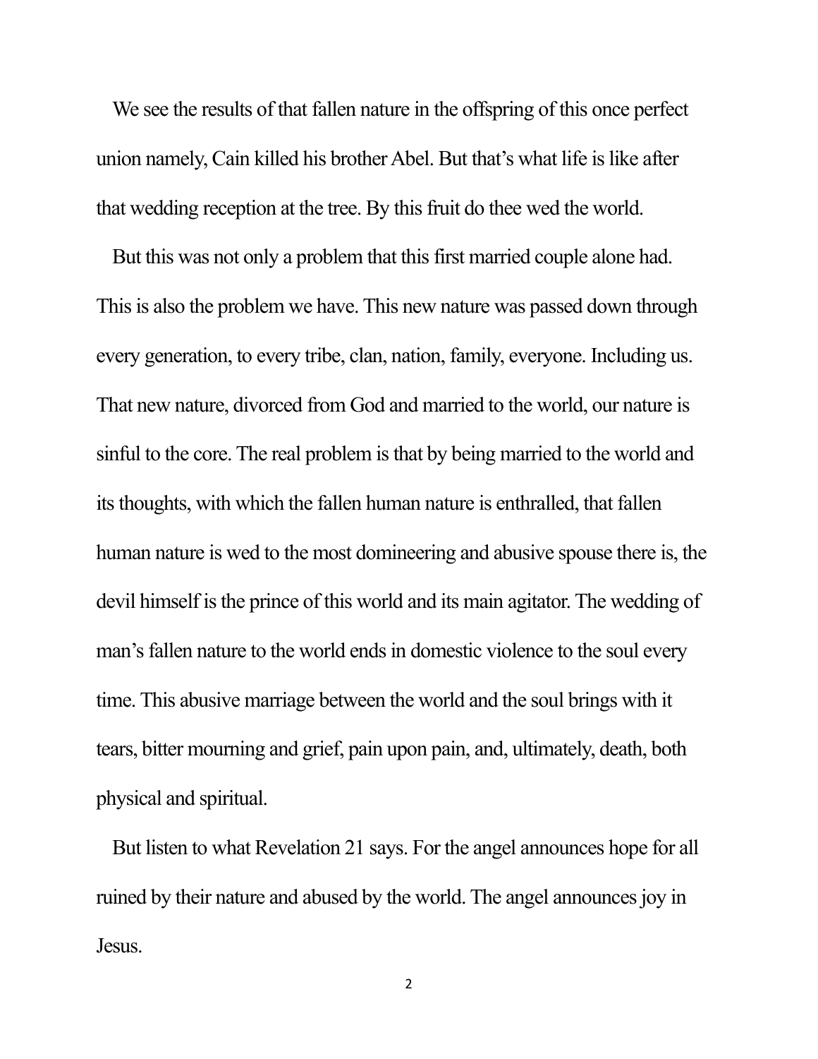We see the results of that fallen nature in the offspring of this once perfect union namely, Cain killed his brother Abel. But that's what life is like after that wedding reception at the tree. By this fruit do thee wed the world.

But this was not only a problem that this first married couple alone had. This is also the problem we have. This new nature was passed down through every generation, to every tribe, clan, nation, family, everyone. Including us. That new nature, divorced from God and married to the world, our nature is sinful to the core. The real problem is that by being married to the world and its thoughts, with which the fallen human nature is enthralled, that fallen human nature is wed to the most domineering and abusive spouse there is, the devil himself is the prince of this world and its main agitator. The wedding of man's fallen nature to the world ends in domestic violence to the soul every time. This abusive marriage between the world and the soul brings with it tears, bitter mourning and grief, pain upon pain, and, ultimately, death, both physical and spiritual.

But listen to what Revelation 21 says. For the angel announces hope for all ruined by their nature and abused by the world. The angel announces joy in Jesus.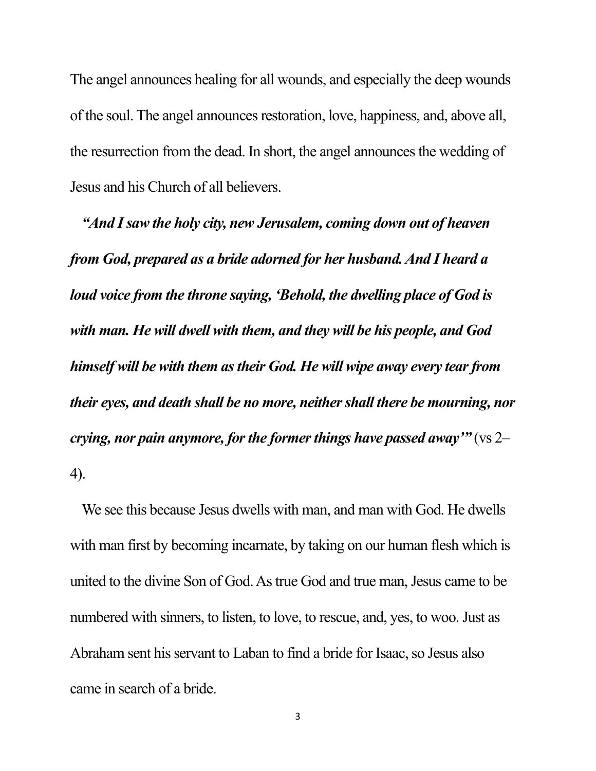The angel announces healing for all wounds, and especially the deep wounds of the soul. The angel announces restoration, love, happiness, and, above all, the resurrection from the dead. In short, the angel announces the wedding of Jesus and his Church of all believers.

***"And I saw the holy city, new Jerusalem, coming down out of heaven from God, prepared as a bride adorned for her husband. And I heard a loud voice from the throne saying, 'Behold, the dwelling place of God is with man. He will dwell with them, and they will be his people, and God himself will be with them as their God. He will wipe away every tear from their eyes, and death shall be no more, neither shall there be mourning, nor crying, nor pain anymore, for the former things have passed away'"*** (vs 2–4).

We see this because Jesus dwells with man, and man with God. He dwells with man first by becoming incarnate, by taking on our human flesh which is united to the divine Son of God. As true God and true man, Jesus came to be numbered with sinners, to listen, to love, to rescue, and, yes, to woo. Just as Abraham sent his servant to Laban to find a bride for Isaac, so Jesus also came in search of a bride.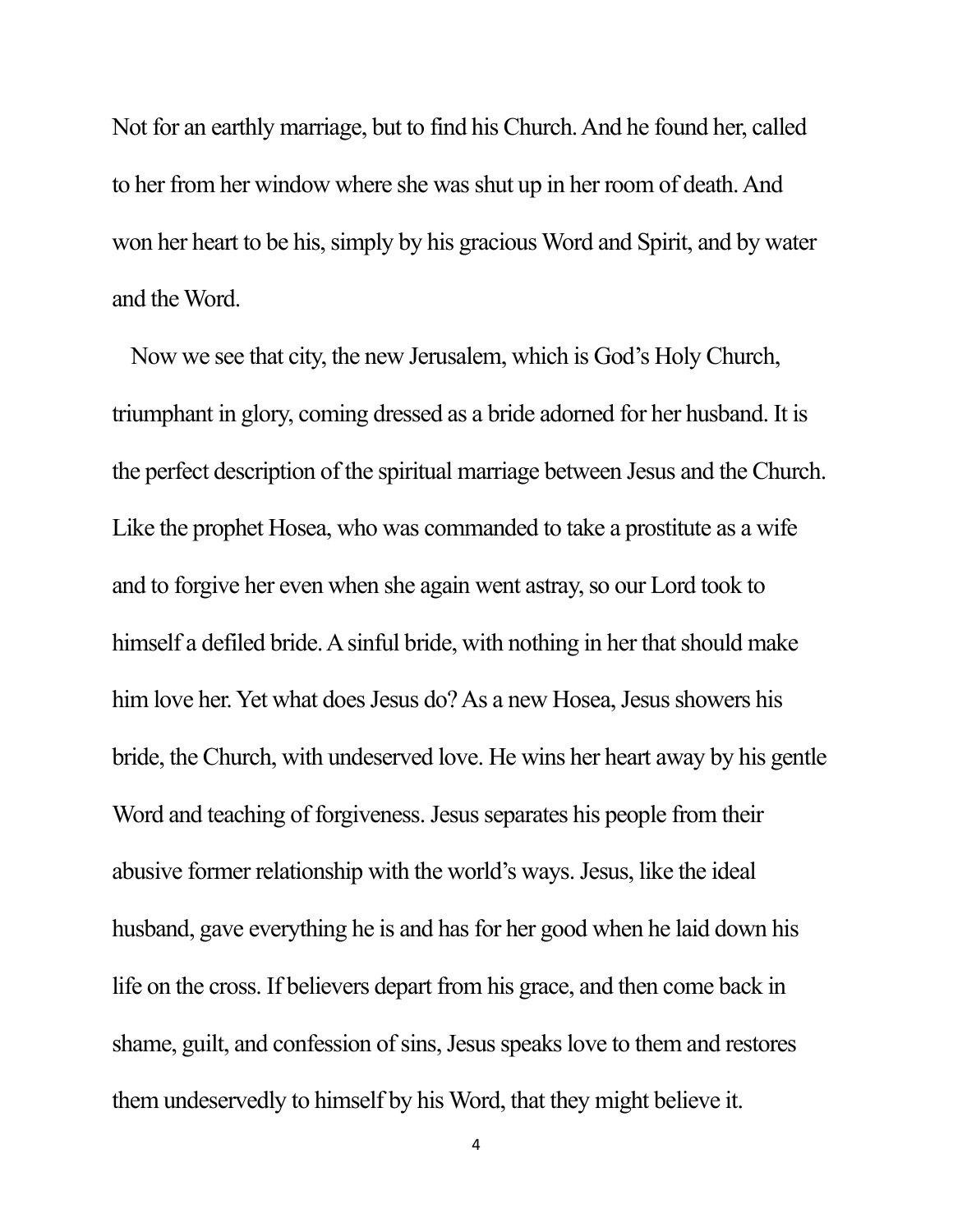Not for an earthly marriage, but to find his Church. And he found her, called to her from her window where she was shut up in her room of death. And won her heart to be his, simply by his gracious Word and Spirit, and by water and the Word.

Now we see that city, the new Jerusalem, which is God's Holy Church, triumphant in glory, coming dressed as a bride adorned for her husband. It is the perfect description of the spiritual marriage between Jesus and the Church. Like the prophet Hosea, who was commanded to take a prostitute as a wife and to forgive her even when she again went astray, so our Lord took to himself a defiled bride. A sinful bride, with nothing in her that should make him love her. Yet what does Jesus do? As a new Hosea, Jesus showers his bride, the Church, with undeserved love. He wins her heart away by his gentle Word and teaching of forgiveness. Jesus separates his people from their abusive former relationship with the world's ways. Jesus, like the ideal husband, gave everything he is and has for her good when he laid down his life on the cross. If believers depart from his grace, and then come back in shame, guilt, and confession of sins, Jesus speaks love to them and restores them undeservedly to himself by his Word, that they might believe it.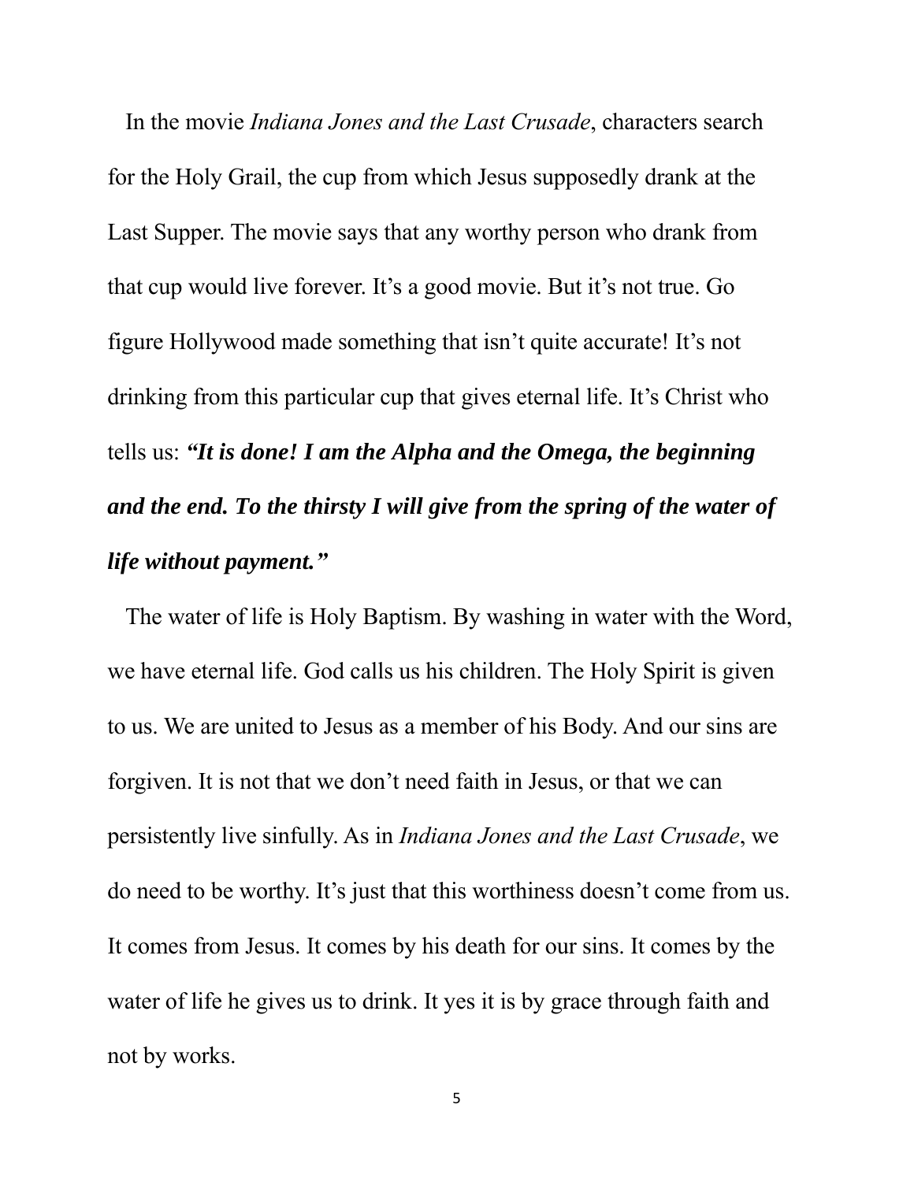In the movie *Indiana Jones and the Last Crusade*, characters search for the Holy Grail, the cup from which Jesus supposedly drank at the Last Supper. The movie says that any worthy person who drank from that cup would live forever. It's a good movie. But it's not true. Go figure Hollywood made something that isn't quite accurate! It's not drinking from this particular cup that gives eternal life. It's Christ who tells us: ***"It is done! I am the Alpha and the Omega, the beginning and the end. To the thirsty I will give from the spring of the water of life without payment."***

The water of life is Holy Baptism. By washing in water with the Word, we have eternal life. God calls us his children. The Holy Spirit is given to us. We are united to Jesus as a member of his Body. And our sins are forgiven. It is not that we don't need faith in Jesus, or that we can persistently live sinfully. As in *Indiana Jones and the Last Crusade*, we do need to be worthy. It's just that this worthiness doesn't come from us. It comes from Jesus. It comes by his death for our sins. It comes by the water of life he gives us to drink. It yes it is by grace through faith and not by works.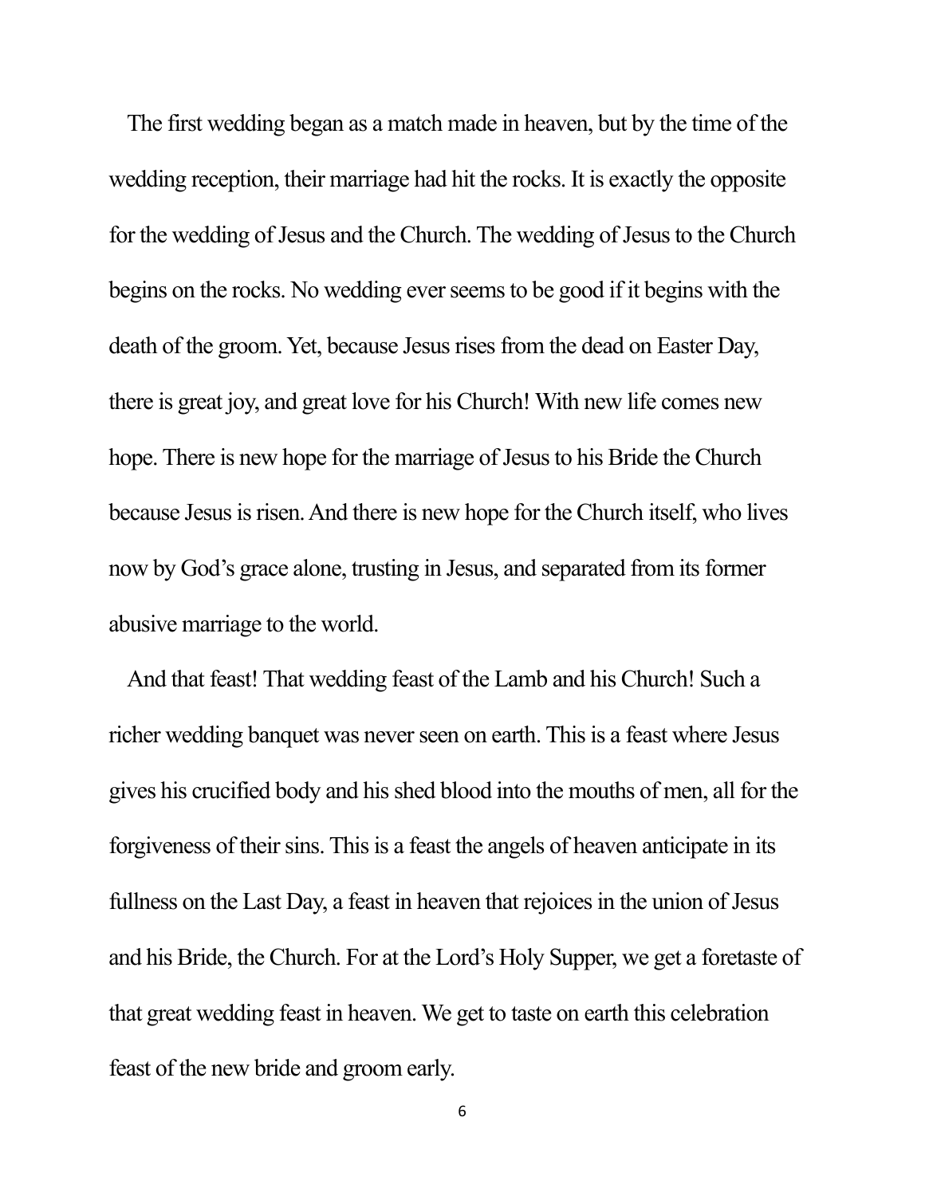The first wedding began as a match made in heaven, but by the time of the wedding reception, their marriage had hit the rocks. It is exactly the opposite for the wedding of Jesus and the Church. The wedding of Jesus to the Church begins on the rocks. No wedding ever seems to be good if it begins with the death of the groom. Yet, because Jesus rises from the dead on Easter Day, there is great joy, and great love for his Church! With new life comes new hope. There is new hope for the marriage of Jesus to his Bride the Church because Jesus is risen. And there is new hope for the Church itself, who lives now by God's grace alone, trusting in Jesus, and separated from its former abusive marriage to the world.

And that feast! That wedding feast of the Lamb and his Church! Such a richer wedding banquet was never seen on earth. This is a feast where Jesus gives his crucified body and his shed blood into the mouths of men, all for the forgiveness of their sins. This is a feast the angels of heaven anticipate in its fullness on the Last Day, a feast in heaven that rejoices in the union of Jesus and his Bride, the Church. For at the Lord's Holy Supper, we get a foretaste of that great wedding feast in heaven. We get to taste on earth this celebration feast of the new bride and groom early.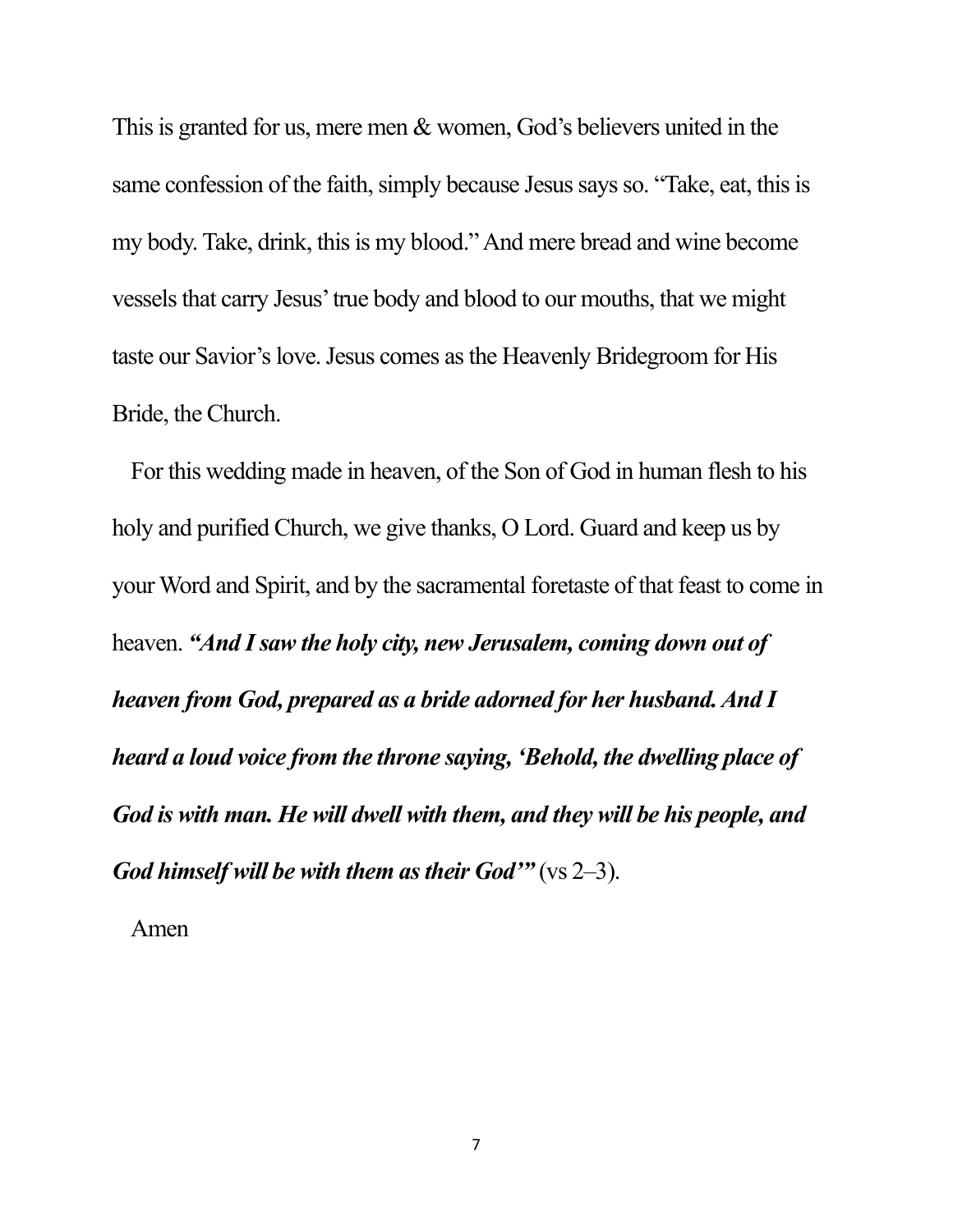This is granted for us, mere men & women, God's believers united in the same confession of the faith, simply because Jesus says so. "Take, eat, this is my body. Take, drink, this is my blood." And mere bread and wine become vessels that carry Jesus' true body and blood to our mouths, that we might taste our Savior's love. Jesus comes as the Heavenly Bridegroom for His Bride, the Church.

For this wedding made in heaven, of the Son of God in human flesh to his holy and purified Church, we give thanks, O Lord. Guard and keep us by your Word and Spirit, and by the sacramental foretaste of that feast to come in heaven. ***"And I saw the holy city, new Jerusalem, coming down out of heaven from God, prepared as a bride adorned for her husband. And I heard a loud voice from the throne saying, 'Behold, the dwelling place of God is with man. He will dwell with them, and they will be his people, and God himself will be with them as their God'"*** (vs 2–3).

Amen